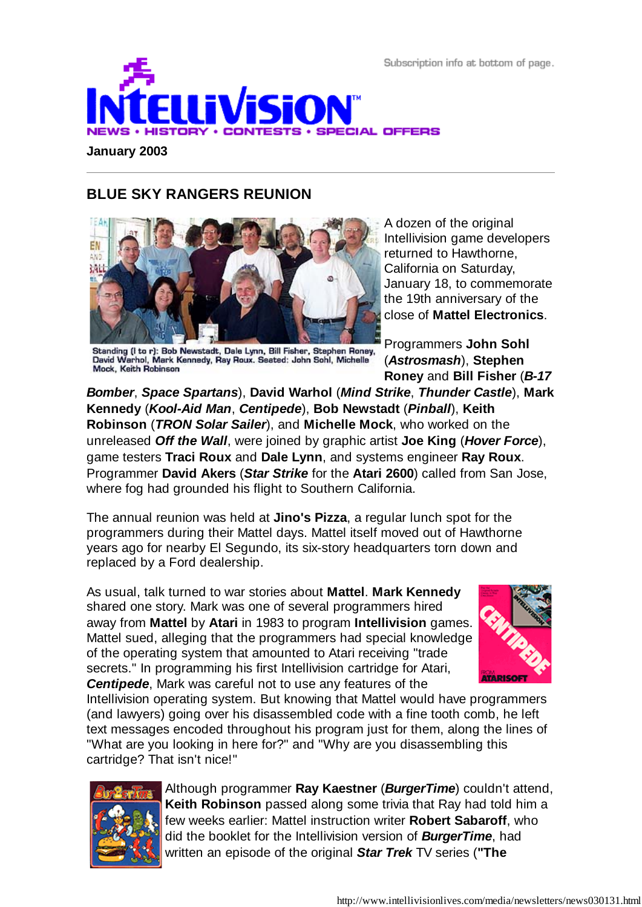Subscription info at bottom of page.

# INTELLIVISION

NEWS • HISTORY • CONTESTS • SPECIAL OFFERS

**January 2003**

---

## BLUE SKY RANGERS REUNION

Standing (l to r): Bob Newstadt, Dale Lynn, Bill Fisher, Stephen Roney, David Warhol, Mark Kennedy, Ray Roux. Seated: John Sohl, Michelle Mock, Keith Robinson

A dozen of the original Intellivision game developers returned to Hawthorne, California on Saturday, January 18, to commemorate the 19th anniversary of the close of **Mattel Electronics**.

Programmers **John Sohl** (***Astrosmash***), **Stephen Roney** and **Bill Fisher** (***B-17 Bomber***, ***Space Spartans***), **David Warhol** (***Mind Strike***, ***Thunder Castle***), **Mark Kennedy** (***Kool-Aid Man***, ***Centipede***), **Bob Newstadt** (***Pinball***), **Keith Robinson** (***TRON Solar Sailer***), and **Michelle Mock**, who worked on the unreleased ***Off the Wall***, were joined by graphic artist **Joe King** (***Hover Force***), game testers **Traci Roux** and **Dale Lynn**, and systems engineer **Ray Roux**. Programmer **David Akers** (***Star Strike*** for the **Atari 2600**) called from San Jose, where fog had grounded his flight to Southern California.

The annual reunion was held at **Jino's Pizza**, a regular lunch spot for the programmers during their Mattel days. Mattel itself moved out of Hawthorne years ago for nearby El Segundo, its six-story headquarters torn down and replaced by a Ford dealership.

As usual, talk turned to war stories about **Mattel**. **Mark Kennedy** shared one story. Mark was one of several programmers hired away from **Mattel** by **Atari** in 1983 to program **Intellivision** games. Mattel sued, alleging that the programmers had special knowledge of the operating system that amounted to Atari receiving "trade secrets." In programming his first Intellivision cartridge for Atari, ***Centipede***, Mark was careful not to use any features of the Intellivision operating system. But knowing that Mattel would have programmers (and lawyers) going over his disassembled code with a fine tooth comb, he left text messages encoded throughout his program just for them, along the lines of "What are you looking in here for?" and "Why are you disassembling this cartridge? That isn't nice!"

Although programmer **Ray Kaestner** (***BurgerTime***) couldn't attend, **Keith Robinson** passed along some trivia that Ray had told him a few weeks earlier: Mattel instruction writer **Robert Sabaroff**, who did the booklet for the Intellivision version of ***BurgerTime***, had written an episode of the original ***Star Trek*** TV series (**"The**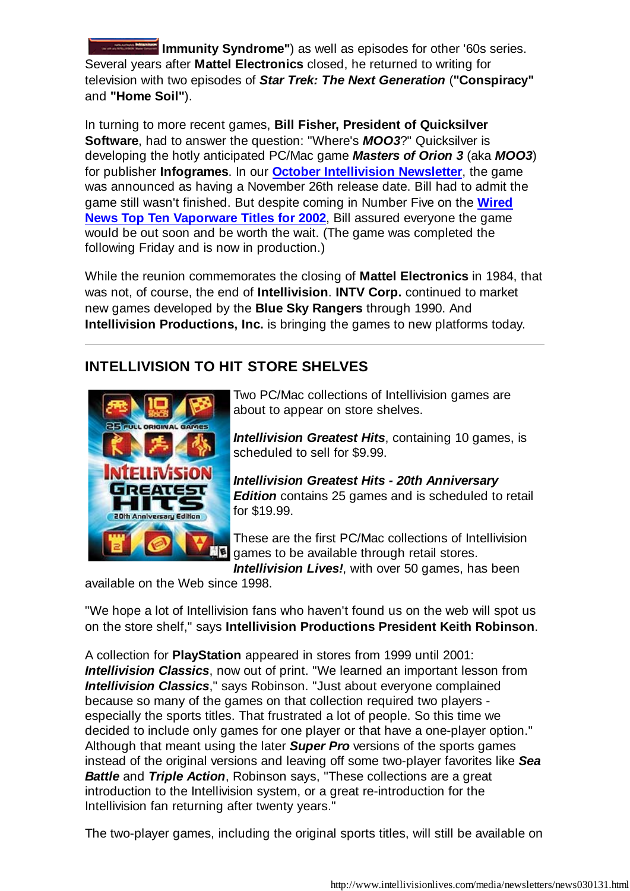**Immunity Syndrome"**) as well as episodes for other '60s series. Several years after **Mattel Electronics** closed, he returned to writing for television with two episodes of ***Star Trek: The Next Generation*** (**"Conspiracy"** and **"Home Soil"**).

In turning to more recent games, **Bill Fisher, President of Quicksilver Software**, had to answer the question: "Where's ***MOO3***?" Quicksilver is developing the hotly anticipated PC/Mac game ***Masters of Orion 3*** (aka ***MOO3***) for publisher **Infogrames**. In our **October Intellivision Newsletter**, the game was announced as having a November 26th release date. Bill had to admit the game still wasn't finished. But despite coming in Number Five on the **Wired News Top Ten Vaporware Titles for 2002**, Bill assured everyone the game would be out soon and be worth the wait. (The game was completed the following Friday and is now in production.)

While the reunion commemorates the closing of **Mattel Electronics** in 1984, that was not, of course, the end of **Intellivision**. **INTV Corp.** continued to market new games developed by the **Blue Sky Rangers** through 1990. And **Intellivision Productions, Inc.** is bringing the games to new platforms today.

---

## INTELLIVISION TO HIT STORE SHELVES

Two PC/Mac collections of Intellivision games are about to appear on store shelves.

***Intellivision Greatest Hits***, containing 10 games, is scheduled to sell for $9.99.

***Intellivision Greatest Hits - 20th Anniversary Edition*** contains 25 games and is scheduled to retail for $19.99.

These are the first PC/Mac collections of Intellivision games to be available through retail stores. ***Intellivision Lives!***, with over 50 games, has been available on the Web since 1998.

"We hope a lot of Intellivision fans who haven't found us on the web will spot us on the store shelf," says **Intellivision Productions President Keith Robinson**.

A collection for **PlayStation** appeared in stores from 1999 until 2001: ***Intellivision Classics***, now out of print. "We learned an important lesson from ***Intellivision Classics***," says Robinson. "Just about everyone complained because so many of the games on that collection required two players - especially the sports titles. That frustrated a lot of people. So this time we decided to include only games for one player or that have a one-player option." Although that meant using the later ***Super Pro*** versions of the sports games instead of the original versions and leaving off some two-player favorites like ***Sea Battle*** and ***Triple Action***, Robinson says, "These collections are a great introduction to the Intellivision system, or a great re-introduction for the Intellivision fan returning after twenty years."

The two-player games, including the original sports titles, will still be available on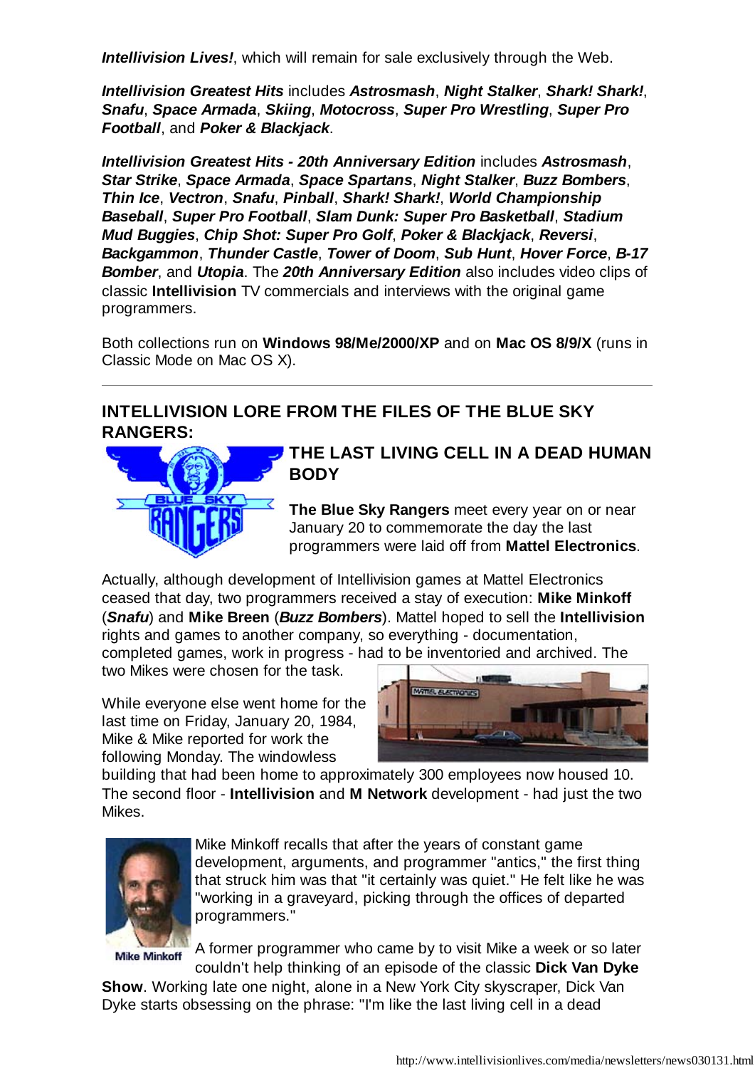***Intellivision Lives!***, which will remain for sale exclusively through the Web.

***Intellivision Greatest Hits*** includes ***Astrosmash***, ***Night Stalker***, ***Shark! Shark!***, ***Snafu***, ***Space Armada***, ***Skiing***, ***Motocross***, ***Super Pro Wrestling***, ***Super Pro Football***, and ***Poker & Blackjack***.

***Intellivision Greatest Hits - 20th Anniversary Edition*** includes ***Astrosmash***, ***Star Strike***, ***Space Armada***, ***Space Spartans***, ***Night Stalker***, ***Buzz Bombers***, ***Thin Ice***, ***Vectron***, ***Snafu***, ***Pinball***, ***Shark! Shark!***, ***World Championship Baseball***, ***Super Pro Football***, ***Slam Dunk: Super Pro Basketball***, ***Stadium Mud Buggies***, ***Chip Shot: Super Pro Golf***, ***Poker & Blackjack***, ***Reversi***, ***Backgammon***, ***Thunder Castle***, ***Tower of Doom***, ***Sub Hunt***, ***Hover Force***, ***B-17 Bomber***, and ***Utopia***. The ***20th Anniversary Edition*** also includes video clips of classic **Intellivision** TV commercials and interviews with the original game programmers.

Both collections run on **Windows 98/Me/2000/XP** and on **Mac OS 8/9/X** (runs in Classic Mode on Mac OS X).

---

## INTELLIVISION LORE FROM THE FILES OF THE BLUE SKY RANGERS:

### THE LAST LIVING CELL IN A DEAD HUMAN BODY

**The Blue Sky Rangers** meet every year on or near January 20 to commemorate the day the last programmers were laid off from **Mattel Electronics**.

Actually, although development of Intellivision games at Mattel Electronics ceased that day, two programmers received a stay of execution: **Mike Minkoff** (***Snafu***) and **Mike Breen** (***Buzz Bombers***). Mattel hoped to sell the **Intellivision** rights and games to another company, so everything - documentation, completed games, work in progress - had to be inventoried and archived. The two Mikes were chosen for the task.

While everyone else went home for the last time on Friday, January 20, 1984, Mike & Mike reported for work the following Monday. The windowless building that had been home to approximately 300 employees now housed 10. The second floor - **Intellivision** and **M Network** development - had just the two Mikes.

Mike Minkoff recalls that after the years of constant game development, arguments, and programmer "antics," the first thing that struck him was that "it certainly was quiet." He felt like he was "working in a graveyard, picking through the offices of departed programmers."

Mike Minkoff

A former programmer who came by to visit Mike a week or so later couldn't help thinking of an episode of the classic **Dick Van Dyke Show**. Working late one night, alone in a New York City skyscraper, Dick Van Dyke starts obsessing on the phrase: "I'm like the last living cell in a dead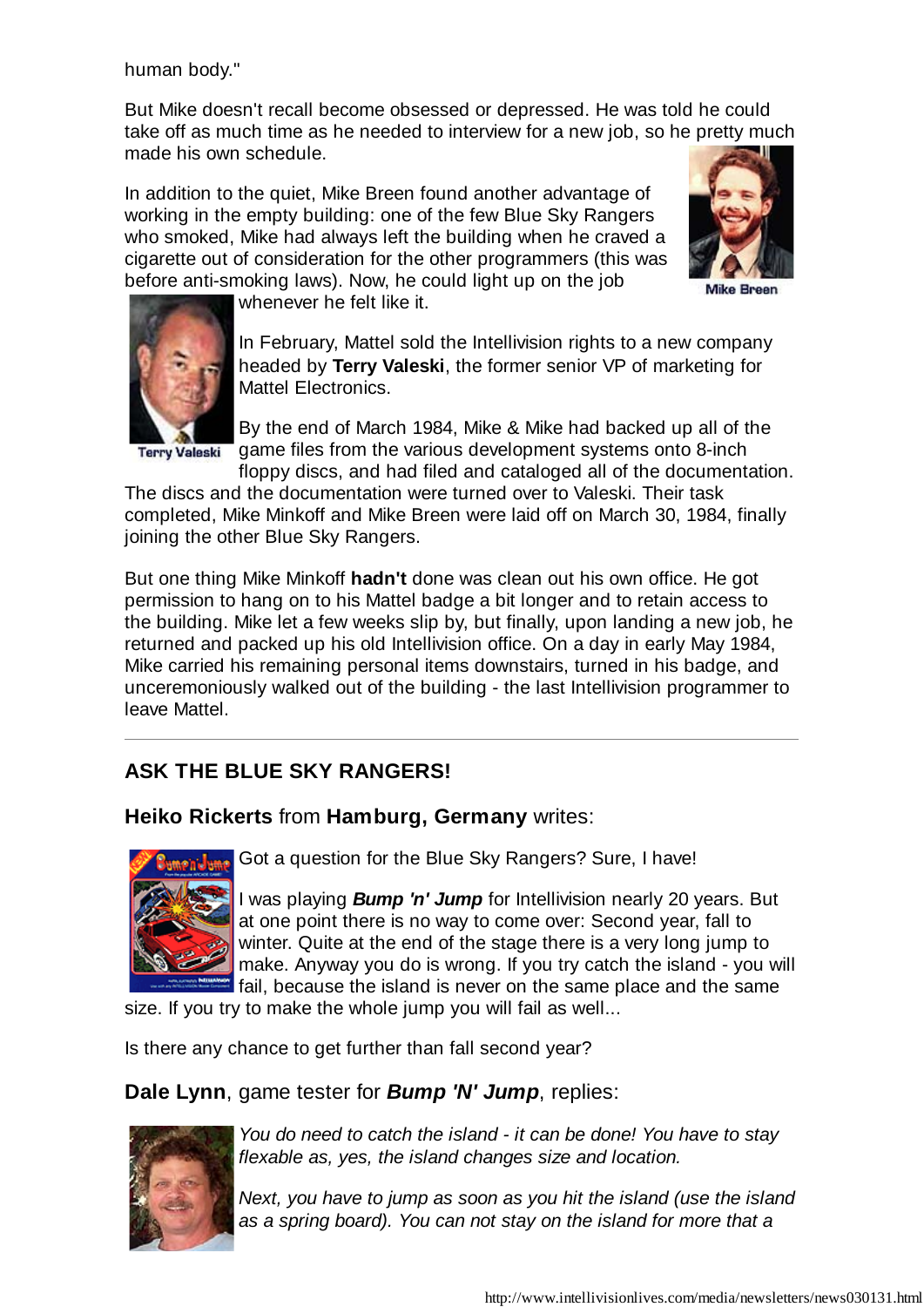human body."

But Mike doesn't recall become obsessed or depressed. He was told he could take off as much time as he needed to interview for a new job, so he pretty much made his own schedule.

In addition to the quiet, Mike Breen found another advantage of working in the empty building: one of the few Blue Sky Rangers who smoked, Mike had always left the building when he craved a cigarette out of consideration for the other programmers (this was before anti-smoking laws). Now, he could light up on the job whenever he felt like it.

Mike Breen

Terry Valeski

In February, Mattel sold the Intellivision rights to a new company headed by **Terry Valeski**, the former senior VP of marketing for Mattel Electronics.

By the end of March 1984, Mike & Mike had backed up all of the game files from the various development systems onto 8-inch floppy discs, and had filed and cataloged all of the documentation. The discs and the documentation were turned over to Valeski. Their task completed, Mike Minkoff and Mike Breen were laid off on March 30, 1984, finally joining the other Blue Sky Rangers.

But one thing Mike Minkoff **hadn't** done was clean out his own office. He got permission to hang on to his Mattel badge a bit longer and to retain access to the building. Mike let a few weeks slip by, but finally, upon landing a new job, he returned and packed up his old Intellivision office. On a day in early May 1984, Mike carried his remaining personal items downstairs, turned in his badge, and unceremoniously walked out of the building - the last Intellivision programmer to leave Mattel.

---

## ASK THE BLUE SKY RANGERS!

### **Heiko Rickerts** from **Hamburg, Germany** writes:

Got a question for the Blue Sky Rangers? Sure, I have!

I was playing ***Bump 'n' Jump*** for Intellivision nearly 20 years. But at one point there is no way to come over: Second year, fall to winter. Quite at the end of the stage there is a very long jump to make. Anyway you do is wrong. If you try catch the island - you will fail, because the island is never on the same place and the same size. If you try to make the whole jump you will fail as well...

Is there any chance to get further than fall second year?

### **Dale Lynn**, game tester for ***Bump 'N' Jump***, replies:

*You do need to catch the island - it can be done! You have to stay flexable as, yes, the island changes size and location.*

*Next, you have to jump as soon as you hit the island (use the island as a spring board). You can not stay on the island for more that a*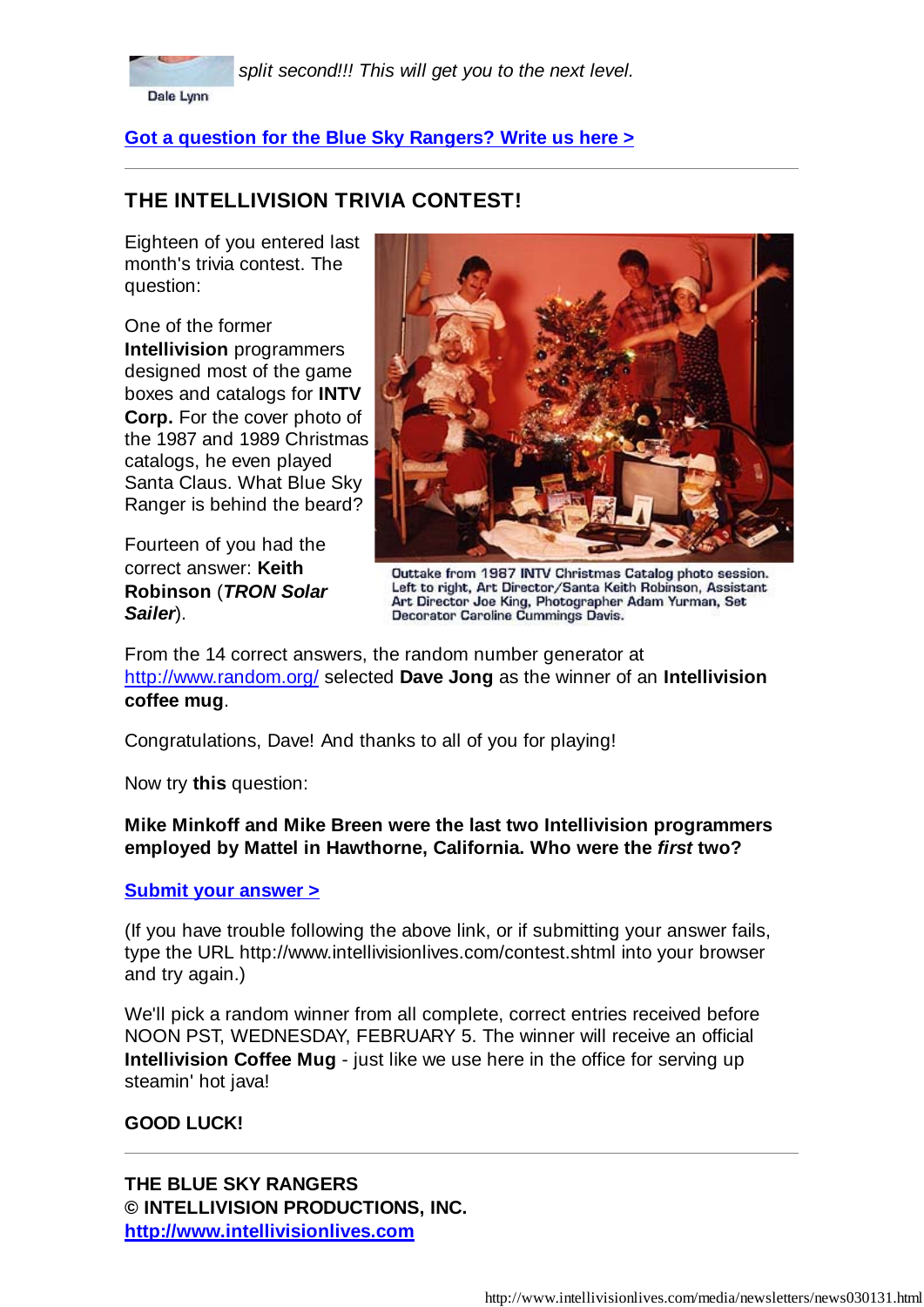*split second!!! This will get you to the next level.*

Dale Lynn

[Got a question for the Blue Sky Rangers? Write us here >]

---

## THE INTELLIVISION TRIVIA CONTEST!

Eighteen of you entered last month's trivia contest. The question:

One of the former **Intellivision** programmers designed most of the game boxes and catalogs for **INTV Corp.** For the cover photo of the 1987 and 1989 Christmas catalogs, he even played Santa Claus. What Blue Sky Ranger is behind the beard?

Fourteen of you had the correct answer: **Keith Robinson** (***TRON Solar Sailer***).

Outtake from 1987 INTV Christmas Catalog photo session. Left to right, Art Director/Santa Keith Robinson, Assistant Art Director Joe King, Photographer Adam Yurman, Set Decorator Caroline Cummings Davis.

From the 14 correct answers, the random number generator at http://www.random.org/ selected **Dave Jong** as the winner of an **Intellivision coffee mug**.

Congratulations, Dave! And thanks to all of you for playing!

Now try **this** question:

**Mike Minkoff and Mike Breen were the last two Intellivision programmers employed by Mattel in Hawthorne, California. Who were the *first* two?**

[Submit your answer >]

(If you have trouble following the above link, or if submitting your answer fails, type the URL http://www.intellivisionlives.com/contest.shtml into your browser and try again.)

We'll pick a random winner from all complete, correct entries received before NOON PST, WEDNESDAY, FEBRUARY 5. The winner will receive an official **Intellivision Coffee Mug** - just like we use here in the office for serving up steamin' hot java!

**GOOD LUCK!**

---

**THE BLUE SKY RANGERS**
**© INTELLIVISION PRODUCTIONS, INC.**
**http://www.intellivisionlives.com**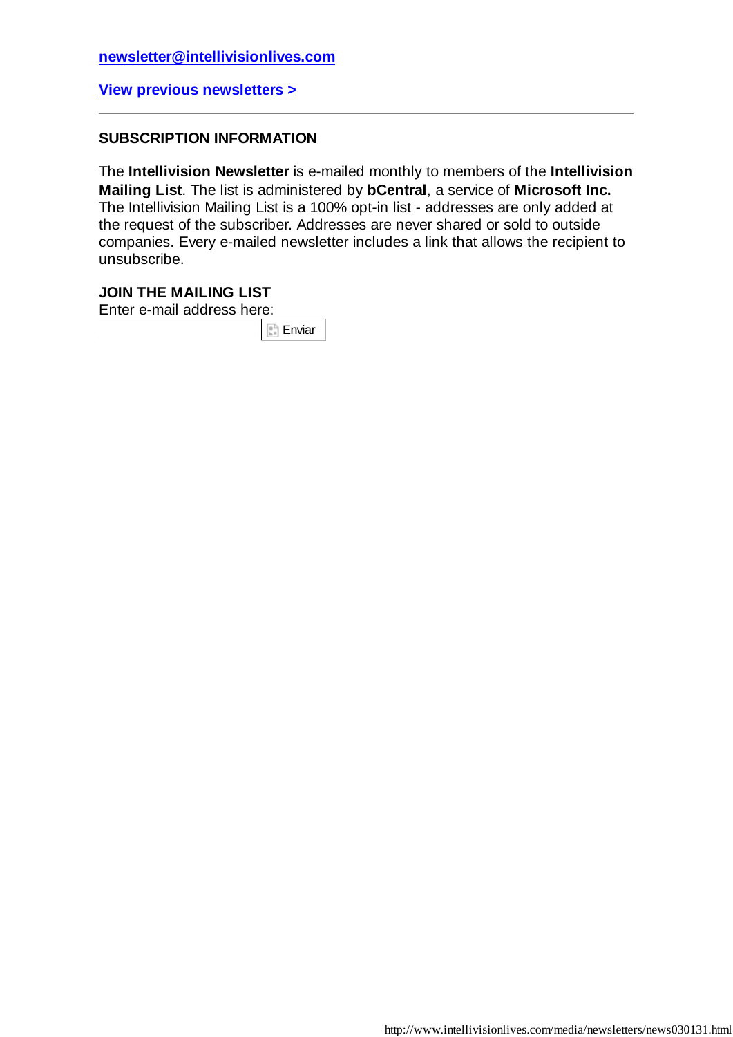newsletter@intellivisionlives.com

View previous newsletters >

---

**SUBSCRIPTION INFORMATION**

The **Intellivision Newsletter** is e-mailed monthly to members of the **Intellivision Mailing List**. The list is administered by **bCentral**, a service of **Microsoft Inc.** The Intellivision Mailing List is a 100% opt-in list - addresses are only added at the request of the subscriber. Addresses are never shared or sold to outside companies. Every e-mailed newsletter includes a link that allows the recipient to unsubscribe.

**JOIN THE MAILING LIST**
Enter e-mail address here:

Enviar